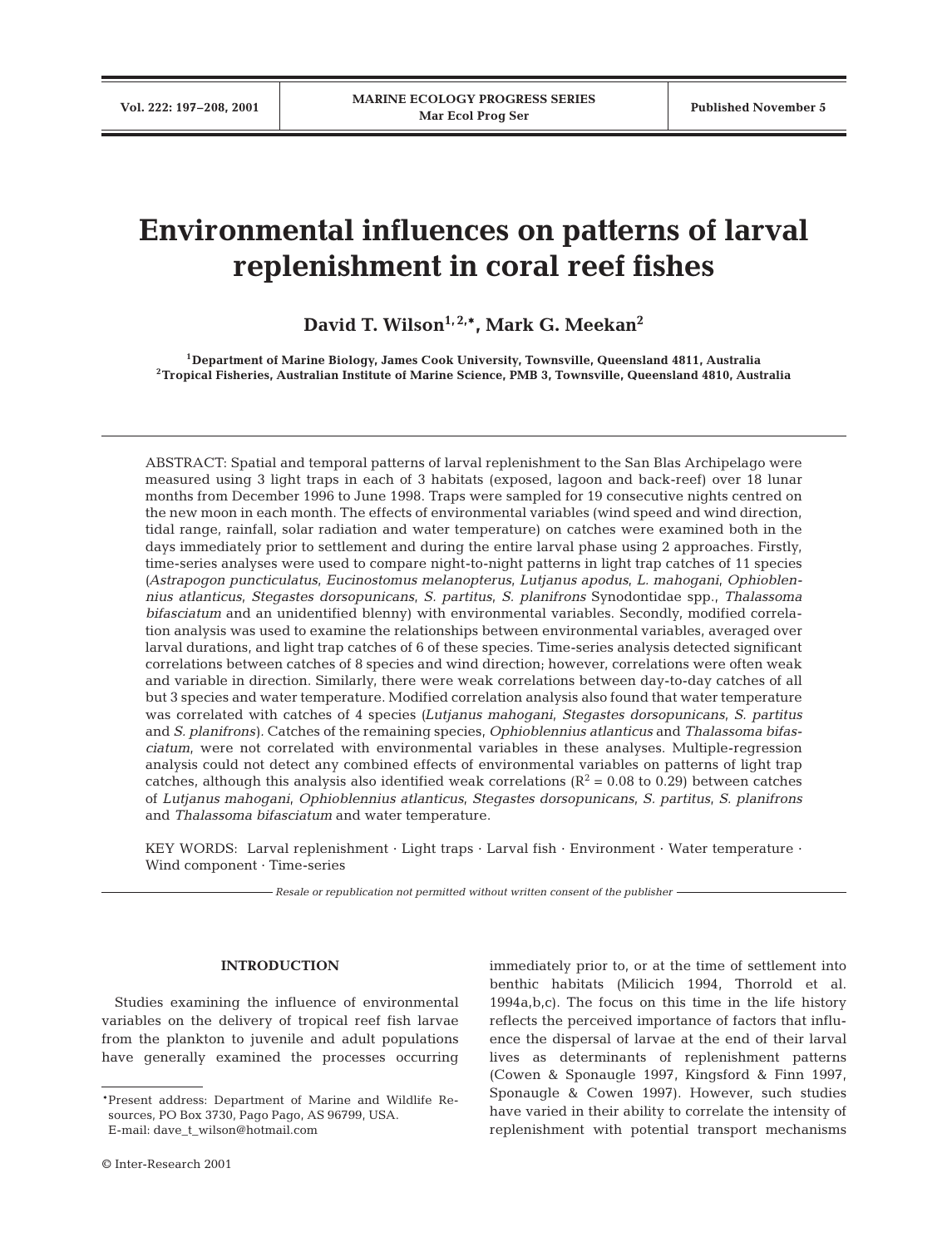# Environmental influences on patterns of larval replenishment in coral reef fishes

**David T. Wilson[1,2,*], Mark G. Meekan[2]**

[1]Department of Marine Biology, James Cook University, Townsville, Queensland 4811, Australia
[2]Tropical Fisheries, Australian Institute of Marine Science, PMB 3, Townsville, Queensland 4810, Australia

ABSTRACT: Spatial and temporal patterns of larval replenishment to the San Blas Archipelago were measured using 3 light traps in each of 3 habitats (exposed, lagoon and back-reef) over 18 lunar months from December 1996 to June 1998. Traps were sampled for 19 consecutive nights centred on the new moon in each month. The effects of environmental variables (wind speed and wind direction, tidal range, rainfall, solar radiation and water temperature) on catches were examined both in the days immediately prior to settlement and during the entire larval phase using 2 approaches. Firstly, time-series analyses were used to compare night-to-night patterns in light trap catches of 11 species (*Astrapogon puncticulatus*, *Eucinostomus melanopterus*, *Lutjanus apodus*, *L. mahogani*, *Ophioblennius atlanticus*, *Stegastes dorsopunicans*, *S. partitus*, *S. planifrons* Synodontidae spp., *Thalassoma bifasciatum* and an unidentified blenny) with environmental variables. Secondly, modified correlation analysis was used to examine the relationships between environmental variables, averaged over larval durations, and light trap catches of 6 of these species. Time-series analysis detected significant correlations between catches of 8 species and wind direction; however, correlations were often weak and variable in direction. Similarly, there were weak correlations between day-to-day catches of all but 3 species and water temperature. Modified correlation analysis also found that water temperature was correlated with catches of 4 species (*Lutjanus mahogani*, *Stegastes dorsopunicans*, *S. partitus* and *S. planifrons*). Catches of the remaining species, *Ophioblennius atlanticus* and *Thalassoma bifasciatum*, were not correlated with environmental variables in these analyses. Multiple-regression analysis could not detect any combined effects of environmental variables on patterns of light trap catches, although this analysis also identified weak correlations ($R^2$ = 0.08 to 0.29) between catches of *Lutjanus mahogani*, *Ophioblennius atlanticus*, *Stegastes dorsopunicans*, *S. partitus*, *S. planifrons* and *Thalassoma bifasciatum* and water temperature.

KEY WORDS: Larval replenishment · Light traps · Larval fish · Environment · Water temperature · Wind component · Time-series

*Resale or republication not permitted without written consent of the publisher*

## INTRODUCTION

Studies examining the influence of environmental variables on the delivery of tropical reef fish larvae from the plankton to juvenile and adult populations have generally examined the processes occurring immediately prior to, or at the time of settlement into benthic habitats (Milicich 1994, Thorrold et al. 1994a,b,c). The focus on this time in the life history reflects the perceived importance of factors that influence the dispersal of larvae at the end of their larval lives as determinants of replenishment patterns (Cowen & Sponaugle 1997, Kingsford & Finn 1997, Sponaugle & Cowen 1997). However, such studies have varied in their ability to correlate the intensity of replenishment with potential transport mechanisms

*Present address: Department of Marine and Wildlife Resources, PO Box 3730, Pago Pago, AS 96799, USA.
E-mail: dave_t_wilson@hotmail.com

© Inter-Research 2001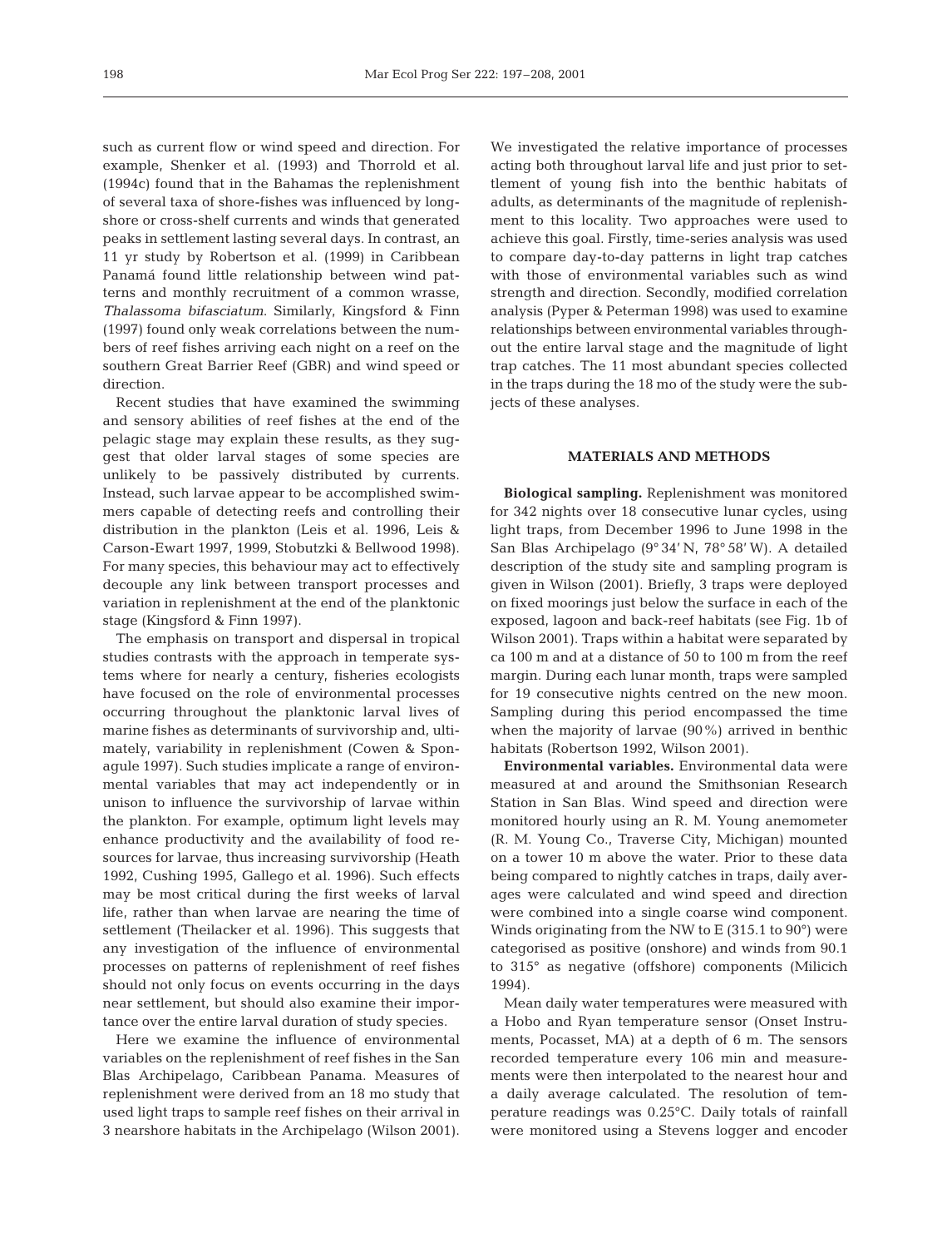such as current flow or wind speed and direction. For example, Shenker et al. (1993) and Thorrold et al. (1994c) found that in the Bahamas the replenishment of several taxa of shore-fishes was influenced by long-shore or cross-shelf currents and winds that generated peaks in settlement lasting several days. In contrast, an 11 yr study by Robertson et al. (1999) in Caribbean Panamá found little relationship between wind patterns and monthly recruitment of a common wrasse, *Thalassoma bifasciatum*. Similarly, Kingsford & Finn (1997) found only weak correlations between the numbers of reef fishes arriving each night on a reef on the southern Great Barrier Reef (GBR) and wind speed or direction.

Recent studies that have examined the swimming and sensory abilities of reef fishes at the end of the pelagic stage may explain these results, as they suggest that older larval stages of some species are unlikely to be passively distributed by currents. Instead, such larvae appear to be accomplished swimmers capable of detecting reefs and controlling their distribution in the plankton (Leis et al. 1996, Leis & Carson-Ewart 1997, 1999, Stobutzki & Bellwood 1998). For many species, this behaviour may act to effectively decouple any link between transport processes and variation in replenishment at the end of the planktonic stage (Kingsford & Finn 1997).

The emphasis on transport and dispersal in tropical studies contrasts with the approach in temperate systems where for nearly a century, fisheries ecologists have focused on the role of environmental processes occurring throughout the planktonic larval lives of marine fishes as determinants of survivorship and, ultimately, variability in replenishment (Cowen & Sponagule 1997). Such studies implicate a range of environmental variables that may act independently or in unison to influence the survivorship of larvae within the plankton. For example, optimum light levels may enhance productivity and the availability of food resources for larvae, thus increasing survivorship (Heath 1992, Cushing 1995, Gallego et al. 1996). Such effects may be most critical during the first weeks of larval life, rather than when larvae are nearing the time of settlement (Theilacker et al. 1996). This suggests that any investigation of the influence of environmental processes on patterns of replenishment of reef fishes should not only focus on events occurring in the days near settlement, but should also examine their importance over the entire larval duration of study species.

Here we examine the influence of environmental variables on the replenishment of reef fishes in the San Blas Archipelago, Caribbean Panama. Measures of replenishment were derived from an 18 mo study that used light traps to sample reef fishes on their arrival in 3 nearshore habitats in the Archipelago (Wilson 2001). We investigated the relative importance of processes acting both throughout larval life and just prior to settlement of young fish into the benthic habitats of adults, as determinants of the magnitude of replenishment to this locality. Two approaches were used to achieve this goal. Firstly, time-series analysis was used to compare day-to-day patterns in light trap catches with those of environmental variables such as wind strength and direction. Secondly, modified correlation analysis (Pyper & Peterman 1998) was used to examine relationships between environmental variables throughout the entire larval stage and the magnitude of light trap catches. The 11 most abundant species collected in the traps during the 18 mo of the study were the subjects of these analyses.

## MATERIALS AND METHODS

**Biological sampling.** Replenishment was monitored for 342 nights over 18 consecutive lunar cycles, using light traps, from December 1996 to June 1998 in the San Blas Archipelago (9° 34′ N, 78° 58′ W). A detailed description of the study site and sampling program is given in Wilson (2001). Briefly, 3 traps were deployed on fixed moorings just below the surface in each of the exposed, lagoon and back-reef habitats (see Fig. 1b of Wilson 2001). Traps within a habitat were separated by ca 100 m and at a distance of 50 to 100 m from the reef margin. During each lunar month, traps were sampled for 19 consecutive nights centred on the new moon. Sampling during this period encompassed the time when the majority of larvae (90%) arrived in benthic habitats (Robertson 1992, Wilson 2001).

**Environmental variables.** Environmental data were measured at and around the Smithsonian Research Station in San Blas. Wind speed and direction were monitored hourly using an R. M. Young anemometer (R. M. Young Co., Traverse City, Michigan) mounted on a tower 10 m above the water. Prior to these data being compared to nightly catches in traps, daily averages were calculated and wind speed and direction were combined into a single coarse wind component. Winds originating from the NW to E (315.1 to 90°) were categorised as positive (onshore) and winds from 90.1 to 315° as negative (offshore) components (Milicich 1994).

Mean daily water temperatures were measured with a Hobo and Ryan temperature sensor (Onset Instruments, Pocasset, MA) at a depth of 6 m. The sensors recorded temperature every 106 min and measurements were then interpolated to the nearest hour and a daily average calculated. The resolution of temperature readings was 0.25°C. Daily totals of rainfall were monitored using a Stevens logger and encoder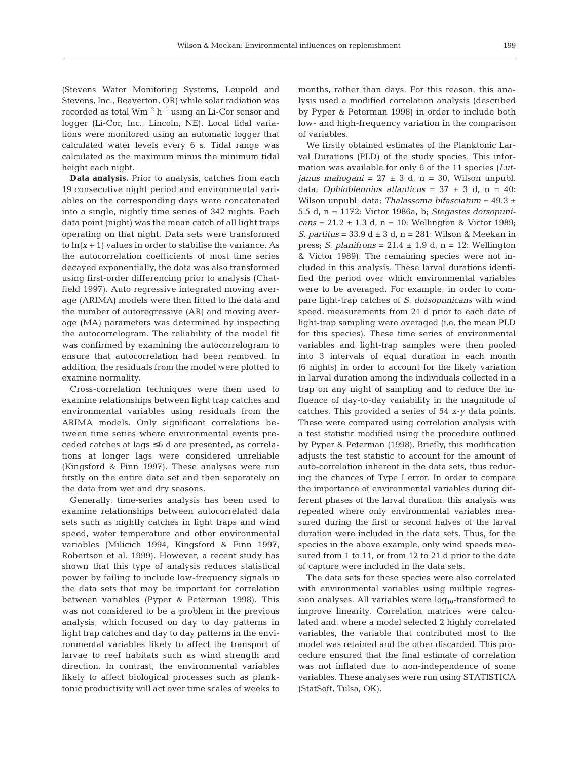(Stevens Water Monitoring Systems, Leupold and Stevens, Inc., Beaverton, OR) while solar radiation was recorded as total $Wm^{-2}$ $h^{-1}$ using an Li-Cor sensor and logger (Li-Cor, Inc., Lincoln, NE). Local tidal variations were monitored using an automatic logger that calculated water levels every 6 s. Tidal range was calculated as the maximum minus the minimum tidal height each night.

**Data analysis.** Prior to analysis, catches from each 19 consecutive night period and environmental variables on the corresponding days were concatenated into a single, nightly time series of 342 nights. Each data point (night) was the mean catch of all light traps operating on that night. Data sets were transformed to $\ln(x + 1)$ values in order to stabilise the variance. As the autocorrelation coefficients of most time series decayed exponentially, the data was also transformed using first-order differencing prior to analysis (Chatfield 1997). Auto regressive integrated moving average (ARIMA) models were then fitted to the data and the number of autoregressive (AR) and moving average (MA) parameters was determined by inspecting the autocorrelogram. The reliability of the model fit was confirmed by examining the autocorrelogram to ensure that autocorrelation had been removed. In addition, the residuals from the model were plotted to examine normality.

Cross-correlation techniques were then used to examine relationships between light trap catches and environmental variables using residuals from the ARIMA models. Only significant correlations between time series where environmental events preceded catches at lags ≤6 d are presented, as correlations at longer lags were considered unreliable (Kingsford & Finn 1997). These analyses were run firstly on the entire data set and then separately on the data from wet and dry seasons.

Generally, time-series analysis has been used to examine relationships between autocorrelated data sets such as nightly catches in light traps and wind speed, water temperature and other environmental variables (Milicich 1994, Kingsford & Finn 1997, Robertson et al. 1999). However, a recent study has shown that this type of analysis reduces statistical power by failing to include low-frequency signals in the data sets that may be important for correlation between variables (Pyper & Peterman 1998). This was not considered to be a problem in the previous analysis, which focused on day to day patterns in light trap catches and day to day patterns in the environmental variables likely to affect the transport of larvae to reef habitats such as wind strength and direction. In contrast, the environmental variables likely to affect biological processes such as planktonic productivity will act over time scales of weeks to months, rather than days. For this reason, this analysis used a modified correlation analysis (described by Pyper & Peterman 1998) in order to include both low- and high-frequency variation in the comparison of variables.

We firstly obtained estimates of the Planktonic Larval Durations (PLD) of the study species. This information was available for only 6 of the 11 species (*Lutjanus mahogani* = 27 ± 3 d, n = 30, Wilson unpubl. data; *Ophioblennius atlanticus* = 37 ± 3 d, n = 40: Wilson unpubl. data; *Thalassoma bifasciatum* = 49.3 ± 5.5 d, n = 1172: Victor 1986a, b; *Stegastes dorsopunicans* = 21.2 ± 1.3 d, n = 10: Wellington & Victor 1989; *S. partitus* = 33.9 d ± 3 d, n = 281: Wilson & Meekan in press; *S. planifrons* = 21.4 ± 1.9 d, n = 12: Wellington & Victor 1989). The remaining species were not included in this analysis. These larval durations identified the period over which environmental variables were to be averaged. For example, in order to compare light-trap catches of *S. dorsopunicans* with wind speed, measurements from 21 d prior to each date of light-trap sampling were averaged (i.e. the mean PLD for this species). These time series of environmental variables and light-trap samples were then pooled into 3 intervals of equal duration in each month (6 nights) in order to account for the likely variation in larval duration among the individuals collected in a trap on any night of sampling and to reduce the influence of day-to-day variability in the magnitude of catches. This provided a series of 54 *x*-*y* data points. These were compared using correlation analysis with a test statistic modified using the procedure outlined by Pyper & Peterman (1998). Briefly, this modification adjusts the test statistic to account for the amount of auto-correlation inherent in the data sets, thus reducing the chances of Type I error. In order to compare the importance of environmental variables during different phases of the larval duration, this analysis was repeated where only environmental variables measured during the first or second halves of the larval duration were included in the data sets. Thus, for the species in the above example, only wind speeds measured from 1 to 11, or from 12 to 21 d prior to the date of capture were included in the data sets.

The data sets for these species were also correlated with environmental variables using multiple regression analyses. All variables were $\log_{10}$-transformed to improve linearity. Correlation matrices were calculated and, where a model selected 2 highly correlated variables, the variable that contributed most to the model was retained and the other discarded. This procedure ensured that the final estimate of correlation was not inflated due to non-independence of some variables. These analyses were run using STATISTICA (StatSoft, Tulsa, OK).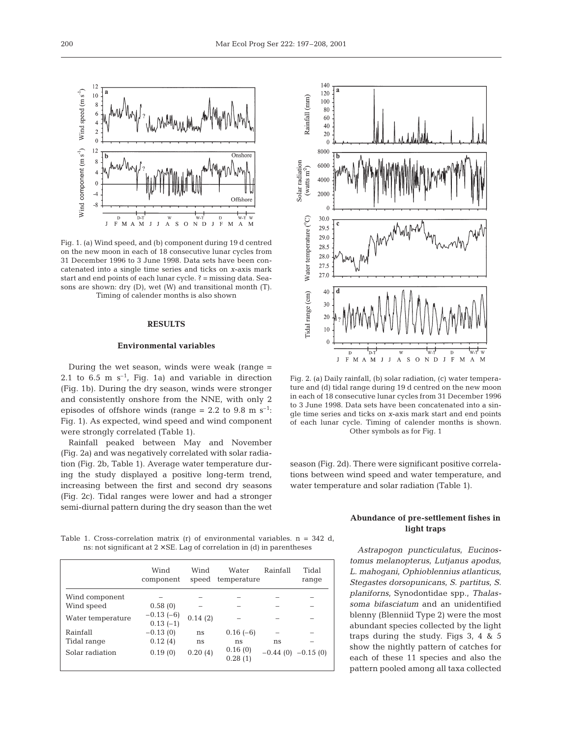12
10
8
6
4
2
0
Wind speed (m s$^{-1}$)
a
?

12
8
4
0
-4
-8
Wind component (m s$^{-1}$)
b
Onshore
Offshore
?

D D-T W W-T D W-T W
J F M A M J J A S O N D J F M A M

Fig. 1. (a) Wind speed, and (b) component during 19 d centred on the new moon in each of 18 consecutive lunar cycles from 31 December 1996 to 3 June 1998. Data sets have been concatenated into a single time series and ticks on *x*-axis mark start and end points of each lunar cycle. ? = missing data. Seasons are shown: dry (D), wet (W) and transitional month (T). Timing of calender months is also shown

140
120
100
80
60
40
20
0
Rainfall (mm)
a

8000
6000
4000
2000
0
Solar radiation (watts m$^2$)
b

30.0
29.5
29.0
28.5
28.0
27.5
27.0
Water temperature (°C)
c

40
30
20
10
0
Tidal range (cm)
d
?

D D-T W W-T D W-T W
J F M A M J J A S O N D J F M A M

Fig. 2. (a) Daily rainfall, (b) solar radiation, (c) water temperature and (d) tidal range during 19 d centred on the new moon in each of 18 consecutive lunar cycles from 31 December 1996 to 3 June 1998. Data sets have been concatenated into a single time series and ticks on *x*-axis mark start and end points of each lunar cycle. Timing of calender months is shown. Other symbols as for Fig. 1

## RESULTS

### Environmental variables

During the wet season, winds were weak (range = 2.1 to 6.5 m s$^{-1}$, Fig. 1a) and variable in direction (Fig. 1b). During the dry season, winds were stronger and consistently onshore from the NNE, with only 2 episodes of offshore winds (range = 2.2 to 9.8 m s$^{-1}$: Fig. 1). As expected, wind speed and wind component were strongly correlated (Table 1).

Rainfall peaked between May and November (Fig. 2a) and was negatively correlated with solar radiation (Fig. 2b, Table 1). Average water temperature during the study displayed a positive long-term trend, increasing between the first and second dry seasons (Fig. 2c). Tidal ranges were lower and had a stronger semi-diurnal pattern during the dry season than the wet season (Fig. 2d). There were significant positive correlations between wind speed and water temperature, and water temperature and solar radiation (Table 1).

Table 1. Cross-correlation matrix (r) of environmental variables. n = 342 d, ns: not significant at 2 × SE. Lag of correlation in (d) in parentheses

| | Wind component | Wind speed | Water temperature | Rainfall | Tidal range |
|---|---|---|---|---|---|
| Wind component | – | – | – | – | – |
| Wind speed | 0.58 (0) | – | – | – | – |
| Water temperature | −0.13 (−6) 0.13 (−1) | 0.14 (2) | – | – | – |
| Rainfall | −0.13 (0) | ns | 0.16 (−6) | – | – |
| Tidal range | 0.12 (4) | ns | ns | ns | – |
| Solar radiation | 0.19 (0) | 0.20 (4) | 0.16 (0) 0.28 (1) | −0.44 (0) | −0.15 (0) |

### Abundance of pre-settlement fishes in light traps

*Astrapogon puncticulatus*, *Eucinostomus melanopterus*, *Lutjanus apodus*, *L. mahogani*, *Ophioblennius atlanticus*, *Stegastes dorsopunicans*, *S. partitus*, *S. planiforns*, Synodontidae spp., *Thalassoma bifasciatum* and an unidentified blenny (Blenniid Type 2) were the most abundant species collected by the light traps during the study. Figs 3, 4 & 5 show the nightly pattern of catches for each of these 11 species and also the pattern pooled among all taxa collected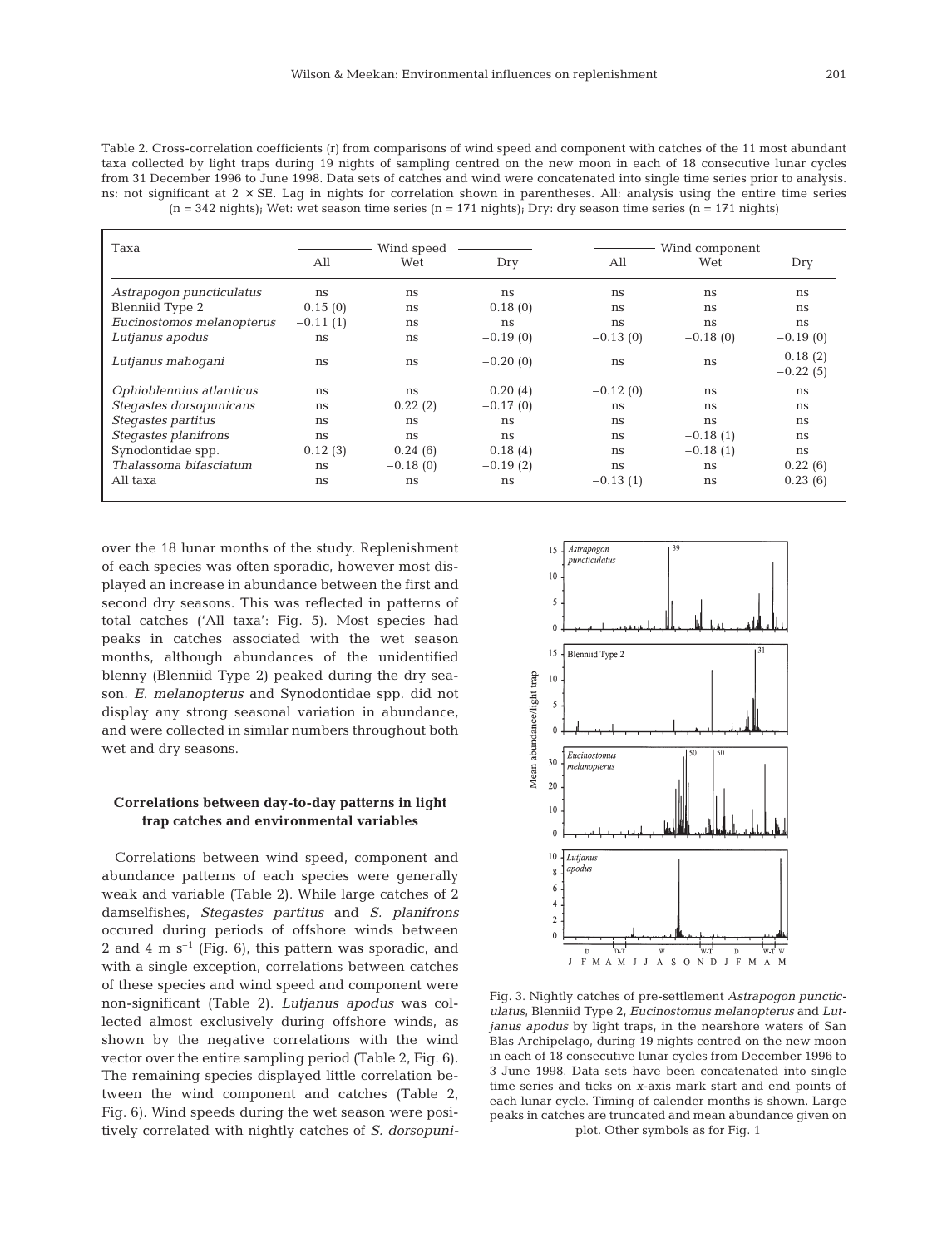Table 2. Cross-correlation coefficients (r) from comparisons of wind speed and component with catches of the 11 most abundant taxa collected by light traps during 19 nights of sampling centred on the new moon in each of 18 consecutive lunar cycles from 31 December 1996 to June 1998. Data sets of catches and wind were concatenated into single time series prior to analysis. ns: not significant at 2 × SE. Lag in nights for correlation shown in parentheses. All: analysis using the entire time series (n = 342 nights); Wet: wet season time series (n = 171 nights); Dry: dry season time series (n = 171 nights)

| Taxa | Wind speed | | | Wind component | | |
|---|---|---|---|---|---|---|
| | All | Wet | Dry | All | Wet | Dry |
| *Astrapogon puncticulatus* | ns | ns | ns | ns | ns | ns |
| Blenniid Type 2 | 0.15 (0) | ns | 0.18 (0) | ns | ns | ns |
| *Eucinostomos melanopterus* | −0.11 (1) | ns | ns | ns | ns | ns |
| *Lutjanus apodus* | ns | ns | −0.19 (0) | −0.13 (0) | −0.18 (0) | −0.19 (0) |
| *Lutjanus mahogani* | ns | ns | −0.20 (0) | ns | ns | 0.18 (2) −0.22 (5) |
| *Ophioblennius atlanticus* | ns | ns | 0.20 (4) | −0.12 (0) | ns | ns |
| *Stegastes dorsopunicans* | ns | 0.22 (2) | −0.17 (0) | ns | ns | ns |
| *Stegastes partitus* | ns | ns | ns | ns | ns | ns |
| *Stegastes planifrons* | ns | ns | ns | ns | −0.18 (1) | ns |
| Synodontidae spp. | 0.12 (3) | 0.24 (6) | 0.18 (4) | ns | −0.18 (1) | ns |
| *Thalassoma bifasciatum* | ns | −0.18 (0) | −0.19 (2) | ns | ns | 0.22 (6) |
| All taxa | ns | ns | ns | −0.13 (1) | ns | 0.23 (6) |

over the 18 lunar months of the study. Replenishment of each species was often sporadic, however most displayed an increase in abundance between the first and second dry seasons. This was reflected in patterns of total catches ('All taxa': Fig. 5). Most species had peaks in catches associated with the wet season months, although abundances of the unidentified blenny (Blenniid Type 2) peaked during the dry season. *E. melanopterus* and Synodontidae spp. did not display any strong seasonal variation in abundance, and were collected in similar numbers throughout both wet and dry seasons.

## Correlations between day-to-day patterns in light trap catches and environmental variables

Correlations between wind speed, component and abundance patterns of each species were generally weak and variable (Table 2). While large catches of 2 damselfishes, *Stegastes partitus* and *S. planifrons* occured during periods of offshore winds between 2 and 4 m s$^{-1}$ (Fig. 6), this pattern was sporadic, and with a single exception, correlations between catches of these species and wind speed and component were non-significant (Table 2). *Lutjanus apodus* was collected almost exclusively during offshore winds, as shown by the negative correlations with the wind vector over the entire sampling period (Table 2, Fig. 6). The remaining species displayed little correlation between the wind component and catches (Table 2, Fig. 6). Wind speeds during the wet season were positively correlated with nightly catches of *S. dorsopuni-*

Mean abundance/light trap

*Astrapogon puncticulatus*
39

Blenniid Type 2
31

*Eucinostomus melanopterus*
50 50

*Lutjanus apodus*

D D-T W W-T D W-T W
J F M A M J J A S O N D J F M A M

Fig. 3. Nightly catches of pre-settlement *Astrapogon puncticulatus*, Blenniid Type 2, *Eucinostomus melanopterus* and *Lutjanus apodus* by light traps, in the nearshore waters of San Blas Archipelago, during 19 nights centred on the new moon in each of 18 consecutive lunar cycles from December 1996 to 3 June 1998. Data sets have been concatenated into single time series and ticks on *x*-axis mark start and end points of each lunar cycle. Timing of calender months is shown. Large peaks in catches are truncated and mean abundance given on plot. Other symbols as for Fig. 1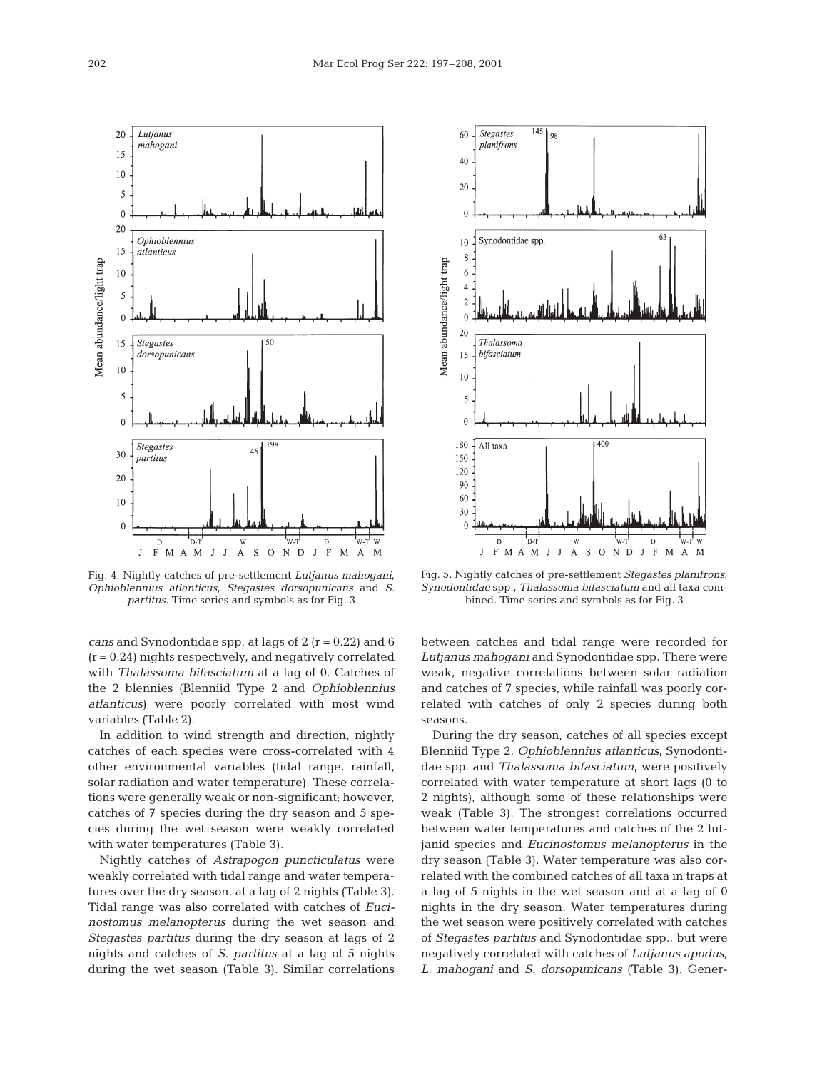Lutjanus mahogani

Ophioblennius atlanticus

Stegastes dorsopunicans

Stegastes partitus

Mean abundance/light trap

20 15 10 5 0

50

45 198

D D-T W W-T D W-T W

J F M A M J J A S O N D J F M A M

Fig. 4. Nightly catches of pre-settlement *Lutjanus mahogani*, *Ophioblennius atlanticus*, *Stegastes dorsopunicans* and *S. partitus*. Time series and symbols as for Fig. 3

Stegastes planifrons

145 98

Synodontidae spp.

63

Thalassoma bifasciatum

All taxa

400

Mean abundance/light trap

D D-T W W-T D W-T W

J F M A M J J A S O N D J F M A M

Fig. 5. Nightly catches of pre-settlement *Stegastes planifrons*, *Synodontidae* spp., *Thalassoma bifasciatum* and all taxa combined. Time series and symbols as for Fig. 3

*cans* and Synodontidae spp. at lags of 2 ($r = 0.22$) and 6 ($r = 0.24$) nights respectively, and negatively correlated with *Thalassoma bifasciatum* at a lag of 0. Catches of the 2 blennies (Blenniid Type 2 and *Ophioblennius atlanticus*) were poorly correlated with most wind variables (Table 2).

In addition to wind strength and direction, nightly catches of each species were cross-correlated with 4 other environmental variables (tidal range, rainfall, solar radiation and water temperature). These correlations were generally weak or non-significant; however, catches of 7 species during the dry season and 5 species during the wet season were weakly correlated with water temperatures (Table 3).

Nightly catches of *Astrapogon puncticulatus* were weakly correlated with tidal range and water temperatures over the dry season, at a lag of 2 nights (Table 3). Tidal range was also correlated with catches of *Eucinostomus melanopterus* during the wet season and *Stegastes partitus* during the dry season at lags of 2 nights and catches of *S. partitus* at a lag of 5 nights during the wet season (Table 3). Similar correlations between catches and tidal range were recorded for *Lutjanus mahogani* and Synodontidae spp. There were weak, negative correlations between solar radiation and catches of 7 species, while rainfall was poorly correlated with catches of only 2 species during both seasons.

During the dry season, catches of all species except Blenniid Type 2, *Ophioblennius atlanticus*, Synodontidae spp. and *Thalassoma bifasciatum*, were positively correlated with water temperature at short lags (0 to 2 nights), although some of these relationships were weak (Table 3). The strongest correlations occurred between water temperatures and catches of the 2 lutjanid species and *Eucinostomus melanopterus* in the dry season (Table 3). Water temperature was also correlated with the combined catches of all taxa in traps at a lag of 5 nights in the wet season and at a lag of 0 nights in the dry season. Water temperatures during the wet season were positively correlated with catches of *Stegastes partitus* and Synodontidae spp., but were negatively correlated with catches of *Lutjanus apodus*, *L. mahogani* and *S. dorsopunicans* (Table 3). Gener-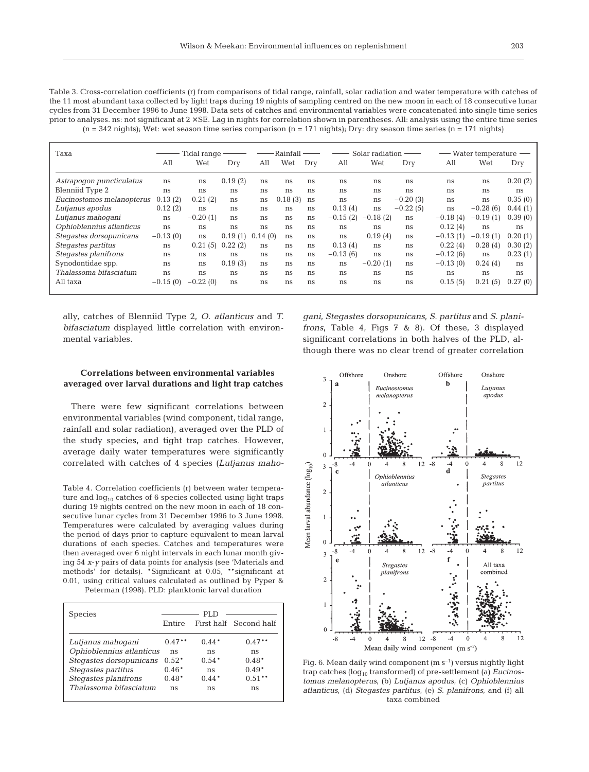Table 3. Cross-correlation coefficients (r) from comparisons of tidal range, rainfall, solar radiation and water temperature with catches of the 11 most abundant taxa collected by light traps during 19 nights of sampling centred on the new moon in each of 18 consecutive lunar cycles from 31 December 1996 to June 1998. Data sets of catches and environmental variables were concatenated into single time series prior to analyses. ns: not significant at 2 × SE. Lag in nights for correlation shown in parentheses. All: analysis using the entire time series (n = 342 nights); Wet: wet season time series comparison (n = 171 nights); Dry: dry season time series (n = 171 nights)

| Taxa | Tidal range | | | Rainfall | | | Solar radiation | | | Water temperature | | |
|---|---|---|---|---|---|---|---|---|---|---|---|---|
| | All | Wet | Dry | All | Wet | Dry | All | Wet | Dry | All | Wet | Dry |
| *Astrapogon puncticulatus* | ns | ns | 0.19 (2) | ns | ns | ns | ns | ns | ns | ns | ns | 0.20 (2) |
| Blenniid Type 2 | ns | ns | ns | ns | ns | ns | ns | ns | ns | ns | ns | ns |
| *Eucinostomos melanopterus* | 0.13 (2) | 0.21 (2) | ns | ns | 0.18 (3) | ns | ns | ns | −0.20 (3) | ns | ns | 0.35 (0) |
| *Lutjanus apodus* | 0.12 (2) | ns | ns | ns | ns | ns | 0.13 (4) | ns | −0.22 (5) | ns | −0.28 (6) | 0.44 (1) |
| *Lutjanus mahogani* | ns | −0.20 (1) | ns | ns | ns | ns | −0.15 (2) | −0.18 (2) | ns | −0.18 (4) | −0.19 (1) | 0.39 (0) |
| *Ophioblennius atlanticus* | ns | ns | ns | ns | ns | ns | ns | ns | ns | 0.12 (4) | ns | ns |
| *Stegastes dorsopunicans* | −0.13 (0) | ns | 0.19 (1) | 0.14 (0) | ns | ns | ns | 0.19 (4) | ns | −0.13 (1) | −0.19 (1) | 0.20 (1) |
| *Stegastes partitus* | ns | 0.21 (5) | 0.22 (2) | ns | ns | ns | 0.13 (4) | ns | ns | 0.22 (4) | 0.28 (4) | 0.30 (2) |
| *Stegastes planifrons* | ns | ns | ns | ns | ns | ns | −0.13 (6) | ns | ns | −0.12 (6) | ns | 0.23 (1) |
| Synodontidae spp. | ns | ns | 0.19 (3) | ns | ns | ns | ns | −0.20 (1) | ns | −0.13 (0) | 0.24 (4) | ns |
| *Thalassoma bifasciatum* | ns | ns | ns | ns | ns | ns | ns | ns | ns | ns | ns | ns |
| All taxa | −0.15 (0) | −0.22 (0) | ns | ns | ns | ns | ns | ns | ns | 0.15 (5) | 0.21 (5) | 0.27 (0) |

ally, catches of Blenniid Type 2, *O. atlanticus* and *T. bifasciatum* displayed little correlation with environmental variables.

### Correlations between environmental variables averaged over larval durations and light trap catches

There were few significant correlations between environmental variables (wind component, tidal range, rainfall and solar radiation), averaged over the PLD of the study species, and tight trap catches. However, average daily water temperatures were significantly correlated with catches of 4 species (*Lutjanus mahogani*, *Stegastes dorsopunicans*, *S. partitus* and *S. planifrons*, Table 4, Figs 7 & 8). Of these, 3 displayed significant correlations in both halves of the PLD, although there was no clear trend of greater correlation

Table 4. Correlation coefficients (r) between water temperature and $\log_{10}$ catches of 6 species collected using light traps during 19 nights centred on the new moon in each of 18 consecutive lunar cycles from 31 December 1996 to 3 June 1998. Temperatures were calculated by averaging values during the period of days prior to capture equivalent to mean larval durations of each species. Catches and temperatures were then averaged over 6 night intervals in each lunar month giving 54 *x-y* pairs of data points for analysis (see 'Materials and methods' for details). *Significant at 0.05, **significant at 0.01, using critical values calculated as outlined by Pyper & Peterman (1998). PLD: planktonic larval duration

| Species | PLD | | |
|---|---|---|---|
| | Entire | First half | Second half |
| *Lutjanus mahogani* | 0.47** | 0.44* | 0.47** |
| *Ophioblennius atlanticus* | ns | ns | ns |
| *Stegastes dorsopunicans* | 0.52* | 0.54* | 0.48* |
| *Stegastes partitus* | 0.46* | ns | 0.49* |
| *Stegastes planifrons* | 0.48* | 0.44* | 0.51** |
| *Thalassoma bifasciatum* | ns | ns | ns |

Offshore
Onshore
a
*Eucinostomus melanopterus*
b
*Lutjanus apodus*
c
*Ophioblennius atlanticus*
d
*Stegastes partitus*
e
*Stegastes planifrons*
f
All taxa combined
Mean larval abundance ($\log_{10}$)
Mean daily wind component (m s$^{-1}$)

Fig. 6. Mean daily wind component (m s$^{-1}$) versus nightly light trap catches ($\log_{10}$ transformed) of pre-settlement (a) *Eucinostomus melanopterus*, (b) *Lutjanus apodus*, (c) *Ophioblennius atlanticus*, (d) *Stegastes partitus*, (e) *S. planifrons*, and (f) all taxa combined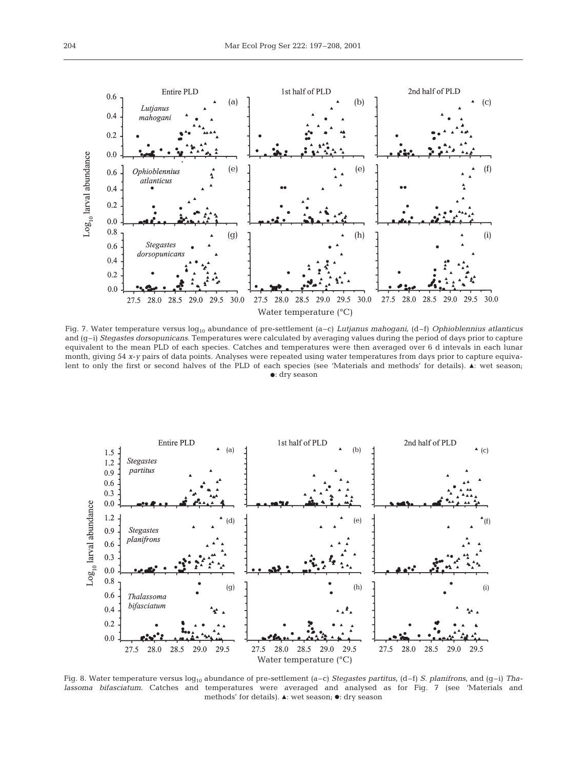Entire PLD

1st half of PLD

2nd half of PLD

0.6

0.4

0.2

0.0

*Lutjanus mahogani*

(a)

(b)

(c)

0.6

0.4

0.2

0.0

*Ophioblennius atlanticus*

(e)

(e)

(f)

0.8

0.6

0.4

0.2

0.0

*Stegastes dorsopunicans*

(g)

(h)

(i)

27.5 28.0 28.5 29.0 29.5 30.0

27.5 28.0 28.5 29.0 29.5 30.0

27.5 28.0 28.5 29.0 29.5 30.0

Water temperature (°C)

$Log_{10}$ larval abundance

Fig. 7. Water temperature versus $\log_{10}$ abundance of pre-settlement (a–c) *Lutjanus mahogani*, (d–f) *Ophioblennius atlanticus* and (g–i) *Stegastes dorsopunicans*. Temperatures were calculated by averaging values during the period of days prior to capture equivalent to the mean PLD of each species. Catches and temperatures were then averaged over 6 d intevals in each lunar month, giving 54 *x-y* pairs of data points. Analyses were repeated using water temperatures from days prior to capture equivalent to only the first or second halves of the PLD of each species (see 'Materials and methods' for details). ▲: wet season; ●: dry season

Entire PLD

1st half of PLD

2nd half of PLD

1.5

1.2

0.9

0.6

0.3

0.0

*Stegastes partitus*

(a)

(b)

(c)

1.2

0.9

0.6

0.3

0.0

*Stegastes planifrons*

(d)

(e)

(f)

0.8

0.6

0.4

0.2

0.0

*Thalassoma bifasciatum*

(g)

(h)

(i)

27.5 28.0 28.5 29.0 29.5

27.5 28.0 28.5 29.0 29.5

27.5 28.0 28.5 29.0 29.5

Water temperature (°C)

$Log_{10}$ larval abundance

Fig. 8. Water temperature versus $\log_{10}$ abundance of pre-settlement (a–c) *Stegastes partitus*, (d–f) *S. planifrons*, and (g–i) *Thalassoma bifasciatum*. Catches and temperatures were averaged and analysed as for Fig. 7 (see 'Materials and methods' for details). ▲: wet season; ●: dry season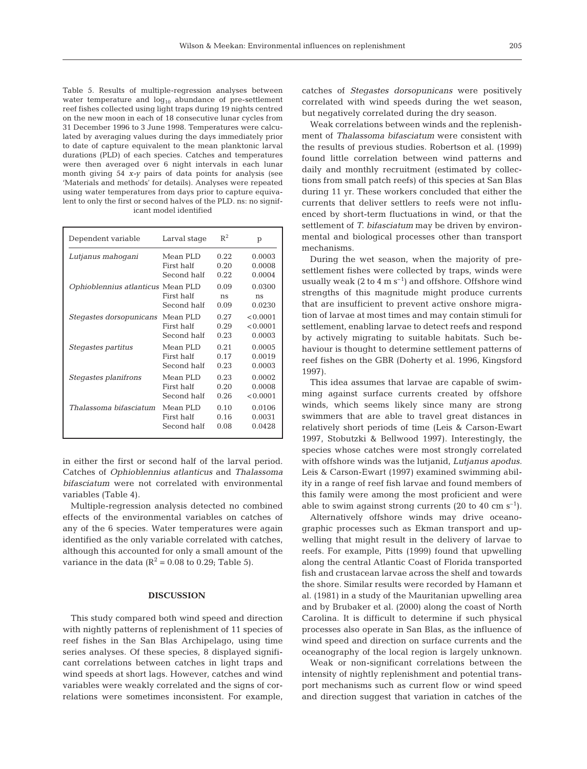Table 5. Results of multiple-regression analyses between water temperature and $\log_{10}$ abundance of pre-settlement reef fishes collected using light traps during 19 nights centred on the new moon in each of 18 consecutive lunar cycles from 31 December 1996 to 3 June 1998. Temperatures were calculated by averaging values during the days immediately prior to date of capture equivalent to the mean planktonic larval durations (PLD) of each species. Catches and temperatures were then averaged over 6 night intervals in each lunar month giving 54 *x-y* pairs of data points for analysis (see 'Materials and methods' for details). Analyses were repeated using water temperatures from days prior to capture equivalent to only the first or second halves of the PLD. ns: no significant model identified

| Dependent variable | Larval stage | $R^2$ | p |
|---|---|---|---|
| *Lutjanus mahogani* | Mean PLD | 0.22 | 0.0003 |
| | First half | 0.20 | 0.0008 |
| | Second half | 0.22 | 0.0004 |
| *Ophioblennius atlanticus* | Mean PLD | 0.09 | 0.0300 |
| | First half | ns | ns |
| | Second half | 0.09 | 0.0230 |
| *Stegastes dorsopunicans* | Mean PLD | 0.27 | <0.0001 |
| | First half | 0.29 | <0.0001 |
| | Second half | 0.23 | 0.0003 |
| *Stegastes partitus* | Mean PLD | 0.21 | 0.0005 |
| | First half | 0.17 | 0.0019 |
| | Second half | 0.23 | 0.0003 |
| *Stegastes planifrons* | Mean PLD | 0.23 | 0.0002 |
| | First half | 0.20 | 0.0008 |
| | Second half | 0.26 | <0.0001 |
| *Thalassoma bifasciatum* | Mean PLD | 0.10 | 0.0106 |
| | First half | 0.16 | 0.0031 |
| | Second half | 0.08 | 0.0428 |

in either the first or second half of the larval period. Catches of *Ophioblennius atlanticus* and *Thalassoma bifasciatum* were not correlated with environmental variables (Table 4).

Multiple-regression analysis detected no combined effects of the environmental variables on catches of any of the 6 species. Water temperatures were again identified as the only variable correlated with catches, although this accounted for only a small amount of the variance in the data ($R^2 = 0.08$ to 0.29; Table 5).

## DISCUSSION

This study compared both wind speed and direction with nightly patterns of replenishment of 11 species of reef fishes in the San Blas Archipelago, using time series analyses. Of these species, 8 displayed significant correlations between catches in light traps and wind speeds at short lags. However, catches and wind variables were weakly correlated and the signs of correlations were sometimes inconsistent. For example, catches of *Stegastes dorsopunicans* were positively correlated with wind speeds during the wet season, but negatively correlated during the dry season.

Weak correlations between winds and the replenishment of *Thalassoma bifasciatum* were consistent with the results of previous studies. Robertson et al. (1999) found little correlation between wind patterns and daily and monthly recruitment (estimated by collections from small patch reefs) of this species at San Blas during 11 yr. These workers concluded that either the currents that deliver settlers to reefs were not influenced by short-term fluctuations in wind, or that the settlement of *T. bifasciatum* may be driven by environmental and biological processes other than transport mechanisms.

During the wet season, when the majority of pre-settlement fishes were collected by traps, winds were usually weak (2 to 4 m $s^{-1}$) and offshore. Offshore wind strengths of this magnitude might produce currents that are insufficient to prevent active onshore migration of larvae at most times and may contain stimuli for settlement, enabling larvae to detect reefs and respond by actively migrating to suitable habitats. Such behaviour is thought to determine settlement patterns of reef fishes on the GBR (Doherty et al. 1996, Kingsford 1997).

This idea assumes that larvae are capable of swimming against surface currents created by offshore winds, which seems likely since many are strong swimmers that are able to travel great distances in relatively short periods of time (Leis & Carson-Ewart 1997, Stobutzki & Bellwood 1997). Interestingly, the species whose catches were most strongly correlated with offshore winds was the lutjanid, *Lutjanus apodus.* Leis & Carson-Ewart (1997) examined swimming ability in a range of reef fish larvae and found members of this family were among the most proficient and were able to swim against strong currents (20 to 40 cm $s^{-1}$).

Alternatively offshore winds may drive oceanographic processes such as Ekman transport and upwelling that might result in the delivery of larvae to reefs. For example, Pitts (1999) found that upwelling along the central Atlantic Coast of Florida transported fish and crustacean larvae across the shelf and towards the shore. Similar results were recorded by Hamann et al. (1981) in a study of the Mauritanian upwelling area and by Brubaker et al. (2000) along the coast of North Carolina. It is difficult to determine if such physical processes also operate in San Blas, as the influence of wind speed and direction on surface currents and the oceanography of the local region is largely unknown.

Weak or non-significant correlations between the intensity of nightly replenishment and potential transport mechanisms such as current flow or wind speed and direction suggest that variation in catches of the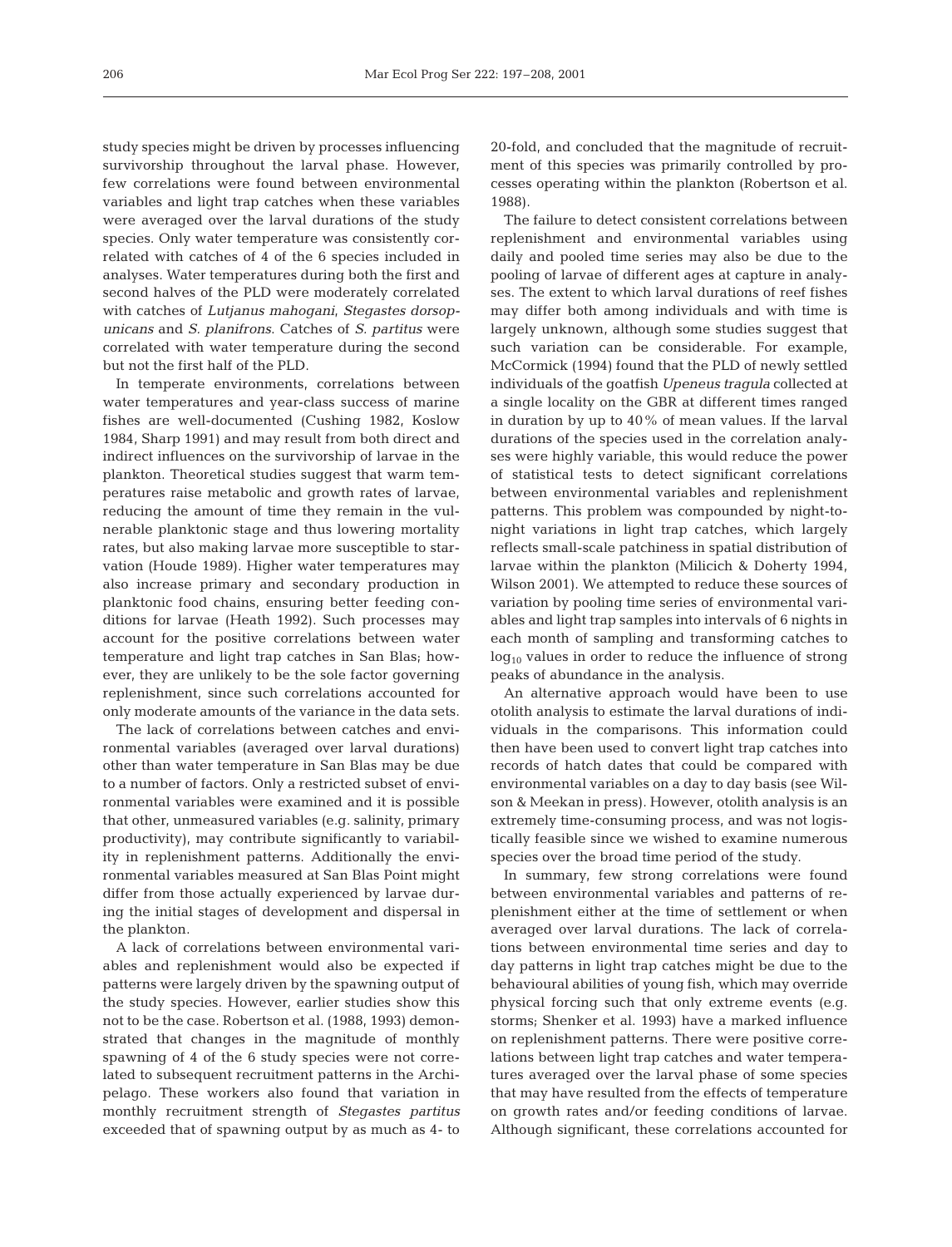study species might be driven by processes influencing survivorship throughout the larval phase. However, few correlations were found between environmental variables and light trap catches when these variables were averaged over the larval durations of the study species. Only water temperature was consistently correlated with catches of 4 of the 6 species included in analyses. Water temperatures during both the first and second halves of the PLD were moderately correlated with catches of *Lutjanus mahogani*, *Stegastes dorsopunicans* and *S. planifrons*. Catches of *S. partitus* were correlated with water temperature during the second but not the first half of the PLD.

In temperate environments, correlations between water temperatures and year-class success of marine fishes are well-documented (Cushing 1982, Koslow 1984, Sharp 1991) and may result from both direct and indirect influences on the survivorship of larvae in the plankton. Theoretical studies suggest that warm temperatures raise metabolic and growth rates of larvae, reducing the amount of time they remain in the vulnerable planktonic stage and thus lowering mortality rates, but also making larvae more susceptible to starvation (Houde 1989). Higher water temperatures may also increase primary and secondary production in planktonic food chains, ensuring better feeding conditions for larvae (Heath 1992). Such processes may account for the positive correlations between water temperature and light trap catches in San Blas; however, they are unlikely to be the sole factor governing replenishment, since such correlations accounted for only moderate amounts of the variance in the data sets.

The lack of correlations between catches and environmental variables (averaged over larval durations) other than water temperature in San Blas may be due to a number of factors. Only a restricted subset of environmental variables were examined and it is possible that other, unmeasured variables (e.g. salinity, primary productivity), may contribute significantly to variability in replenishment patterns. Additionally the environmental variables measured at San Blas Point might differ from those actually experienced by larvae during the initial stages of development and dispersal in the plankton.

A lack of correlations between environmental variables and replenishment would also be expected if patterns were largely driven by the spawning output of the study species. However, earlier studies show this not to be the case. Robertson et al. (1988, 1993) demonstrated that changes in the magnitude of monthly spawning of 4 of the 6 study species were not correlated to subsequent recruitment patterns in the Archipelago. These workers also found that variation in monthly recruitment strength of *Stegastes partitus* exceeded that of spawning output by as much as 4- to 20-fold, and concluded that the magnitude of recruitment of this species was primarily controlled by processes operating within the plankton (Robertson et al. 1988).

The failure to detect consistent correlations between replenishment and environmental variables using daily and pooled time series may also be due to the pooling of larvae of different ages at capture in analyses. The extent to which larval durations of reef fishes may differ both among individuals and with time is largely unknown, although some studies suggest that such variation can be considerable. For example, McCormick (1994) found that the PLD of newly settled individuals of the goatfish *Upeneus tragula* collected at a single locality on the GBR at different times ranged in duration by up to 40% of mean values. If the larval durations of the species used in the correlation analyses were highly variable, this would reduce the power of statistical tests to detect significant correlations between environmental variables and replenishment patterns. This problem was compounded by night-to-night variations in light trap catches, which largely reflects small-scale patchiness in spatial distribution of larvae within the plankton (Milicich & Doherty 1994, Wilson 2001). We attempted to reduce these sources of variation by pooling time series of environmental variables and light trap samples into intervals of 6 nights in each month of sampling and transforming catches to $\log_{10}$ values in order to reduce the influence of strong peaks of abundance in the analysis.

An alternative approach would have been to use otolith analysis to estimate the larval durations of individuals in the comparisons. This information could then have been used to convert light trap catches into records of hatch dates that could be compared with environmental variables on a day to day basis (see Wilson & Meekan in press). However, otolith analysis is an extremely time-consuming process, and was not logistically feasible since we wished to examine numerous species over the broad time period of the study.

In summary, few strong correlations were found between environmental variables and patterns of replenishment either at the time of settlement or when averaged over larval durations. The lack of correlations between environmental time series and day to day patterns in light trap catches might be due to the behavioural abilities of young fish, which may override physical forcing such that only extreme events (e.g. storms; Shenker et al. 1993) have a marked influence on replenishment patterns. There were positive correlations between light trap catches and water temperatures averaged over the larval phase of some species that may have resulted from the effects of temperature on growth rates and/or feeding conditions of larvae. Although significant, these correlations accounted for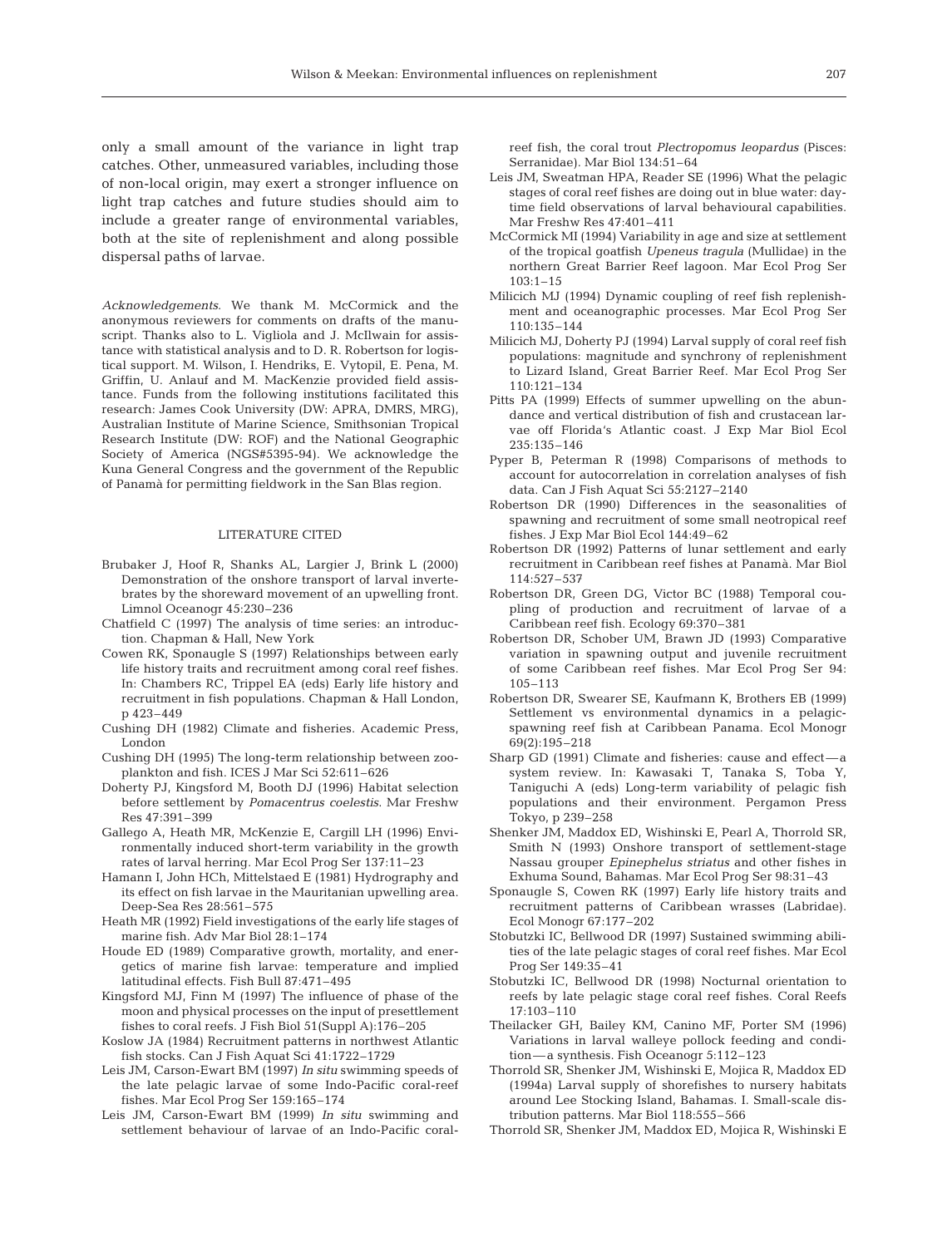only a small amount of the variance in light trap catches. Other, unmeasured variables, including those of non-local origin, may exert a stronger influence on light trap catches and future studies should aim to include a greater range of environmental variables, both at the site of replenishment and along possible dispersal paths of larvae.

*Acknowledgements.* We thank M. McCormick and the anonymous reviewers for comments on drafts of the manuscript. Thanks also to L. Vigliola and J. McIlwain for assistance with statistical analysis and to D. R. Robertson for logistical support. M. Wilson, I. Hendriks, E. Vytopil, E. Pena, M. Griffin, U. Anlauf and M. MacKenzie provided field assistance. Funds from the following institutions facilitated this research: James Cook University (DW: APRA, DMRS, MRG), Australian Institute of Marine Science, Smithsonian Tropical Research Institute (DW: ROF) and the National Geographic Society of America (NGS#5395-94). We acknowledge the Kuna General Congress and the government of the Republic of Panamà for permitting fieldwork in the San Blas region.

## LITERATURE CITED

- Brubaker J, Hoof R, Shanks AL, Largier J, Brink L (2000) Demonstration of the onshore transport of larval invertebrates by the shoreward movement of an upwelling front. Limnol Oceanogr 45:230–236
- Chatfield C (1997) The analysis of time series: an introduction. Chapman & Hall, New York
- Cowen RK, Sponaugle S (1997) Relationships between early life history traits and recruitment among coral reef fishes. In: Chambers RC, Trippel EA (eds) Early life history and recruitment in fish populations. Chapman & Hall London, p 423–449
- Cushing DH (1982) Climate and fisheries. Academic Press, London
- Cushing DH (1995) The long-term relationship between zooplankton and fish. ICES J Mar Sci 52:611–626
- Doherty PJ, Kingsford M, Booth DJ (1996) Habitat selection before settlement by *Pomacentrus coelestis*. Mar Freshw Res 47:391–399
- Gallego A, Heath MR, McKenzie E, Cargill LH (1996) Environmentally induced short-term variability in the growth rates of larval herring. Mar Ecol Prog Ser 137:11–23
- Hamann I, John HCh, Mittelstaed E (1981) Hydrography and its effect on fish larvae in the Mauritanian upwelling area. Deep-Sea Res 28:561–575
- Heath MR (1992) Field investigations of the early life stages of marine fish. Adv Mar Biol 28:1–174
- Houde ED (1989) Comparative growth, mortality, and energetics of marine fish larvae: temperature and implied latitudinal effects. Fish Bull 87:471–495
- Kingsford MJ, Finn M (1997) The influence of phase of the moon and physical processes on the input of presettlement fishes to coral reefs. J Fish Biol 51(Suppl A):176–205
- Koslow JA (1984) Recruitment patterns in northwest Atlantic fish stocks. Can J Fish Aquat Sci 41:1722–1729
- Leis JM, Carson-Ewart BM (1997) *In situ* swimming speeds of the late pelagic larvae of some Indo-Pacific coral-reef fishes. Mar Ecol Prog Ser 159:165–174
- Leis JM, Carson-Ewart BM (1999) *In situ* swimming and settlement behaviour of larvae of an Indo-Pacific coral-reef fish, the coral trout *Plectropomus leopardus* (Pisces: Serranidae). Mar Biol 134:51–64
- Leis JM, Sweatman HPA, Reader SE (1996) What the pelagic stages of coral reef fishes are doing out in blue water: daytime field observations of larval behavioural capabilities. Mar Freshw Res 47:401–411
- McCormick MI (1994) Variability in age and size at settlement of the tropical goatfish *Upeneus tragula* (Mullidae) in the northern Great Barrier Reef lagoon. Mar Ecol Prog Ser 103:1–15
- Milicich MJ (1994) Dynamic coupling of reef fish replenishment and oceanographic processes. Mar Ecol Prog Ser 110:135–144
- Milicich MJ, Doherty PJ (1994) Larval supply of coral reef fish populations: magnitude and synchrony of replenishment to Lizard Island, Great Barrier Reef. Mar Ecol Prog Ser 110:121–134
- Pitts PA (1999) Effects of summer upwelling on the abundance and vertical distribution of fish and crustacean larvae off Florida's Atlantic coast. J Exp Mar Biol Ecol 235:135–146
- Pyper B, Peterman R (1998) Comparisons of methods to account for autocorrelation in correlation analyses of fish data. Can J Fish Aquat Sci 55:2127–2140
- Robertson DR (1990) Differences in the seasonalities of spawning and recruitment of some small neotropical reef fishes. J Exp Mar Biol Ecol 144:49–62
- Robertson DR (1992) Patterns of lunar settlement and early recruitment in Caribbean reef fishes at Panamà. Mar Biol 114:527–537
- Robertson DR, Green DG, Victor BC (1988) Temporal coupling of production and recruitment of larvae of a Caribbean reef fish. Ecology 69:370–381
- Robertson DR, Schober UM, Brawn JD (1993) Comparative variation in spawning output and juvenile recruitment of some Caribbean reef fishes. Mar Ecol Prog Ser 94: 105–113
- Robertson DR, Swearer SE, Kaufmann K, Brothers EB (1999) Settlement vs environmental dynamics in a pelagic-spawning reef fish at Caribbean Panama. Ecol Monogr 69(2):195–218
- Sharp GD (1991) Climate and fisheries: cause and effect—a system review. In: Kawasaki T, Tanaka S, Toba Y, Taniguchi A (eds) Long-term variability of pelagic fish populations and their environment. Pergamon Press Tokyo, p 239–258
- Shenker JM, Maddox ED, Wishinski E, Pearl A, Thorrold SR, Smith N (1993) Onshore transport of settlement-stage Nassau grouper *Epinephelus striatus* and other fishes in Exhuma Sound, Bahamas. Mar Ecol Prog Ser 98:31–43
- Sponaugle S, Cowen RK (1997) Early life history traits and recruitment patterns of Caribbean wrasses (Labridae). Ecol Monogr 67:177–202
- Stobutzki IC, Bellwood DR (1997) Sustained swimming abilities of the late pelagic stages of coral reef fishes. Mar Ecol Prog Ser 149:35–41
- Stobutzki IC, Bellwood DR (1998) Nocturnal orientation to reefs by late pelagic stage coral reef fishes. Coral Reefs 17:103–110
- Theilacker GH, Bailey KM, Canino MF, Porter SM (1996) Variations in larval walleye pollock feeding and condition—a synthesis. Fish Oceanogr 5:112–123
- Thorrold SR, Shenker JM, Wishinski E, Mojica R, Maddox ED (1994a) Larval supply of shorefishes to nursery habitats around Lee Stocking Island, Bahamas. I. Small-scale distribution patterns. Mar Biol 118:555–566
- Thorrold SR, Shenker JM, Maddox ED, Mojica R, Wishinski E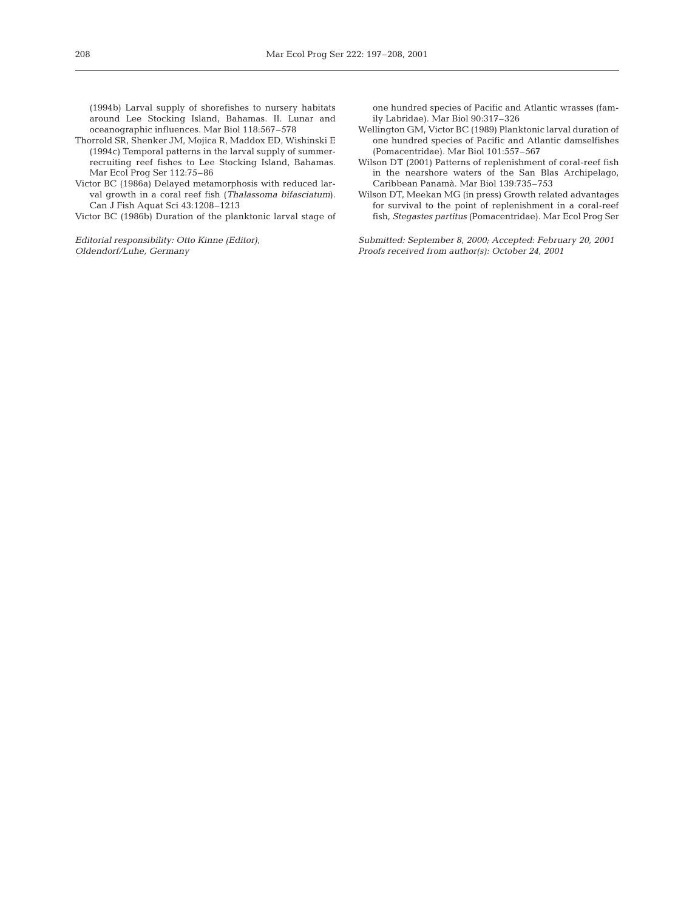(1994b) Larval supply of shorefishes to nursery habitats around Lee Stocking Island, Bahamas. II. Lunar and oceanographic influences. Mar Biol 118:567–578

Thorrold SR, Shenker JM, Mojica R, Maddox ED, Wishinski E (1994c) Temporal patterns in the larval supply of summer-recruiting reef fishes to Lee Stocking Island, Bahamas. Mar Ecol Prog Ser 112:75–86

Victor BC (1986a) Delayed metamorphosis with reduced larval growth in a coral reef fish (*Thalassoma bifasciatum*). Can J Fish Aquat Sci 43:1208–1213

Victor BC (1986b) Duration of the planktonic larval stage of one hundred species of Pacific and Atlantic wrasses (family Labridae). Mar Biol 90:317–326

Wellington GM, Victor BC (1989) Planktonic larval duration of one hundred species of Pacific and Atlantic damselfishes (Pomacentridae). Mar Biol 101:557–567

Wilson DT (2001) Patterns of replenishment of coral-reef fish in the nearshore waters of the San Blas Archipelago, Caribbean Panamà. Mar Biol 139:735–753

Wilson DT, Meekan MG (in press) Growth related advantages for survival to the point of replenishment in a coral-reef fish, *Stegastes partitus* (Pomacentridae). Mar Ecol Prog Ser

*Editorial responsibility: Otto Kinne (Editor), Oldendorf/Luhe, Germany*

*Submitted: September 8, 2000; Accepted: February 20, 2001*
*Proofs received from author(s): October 24, 2001*